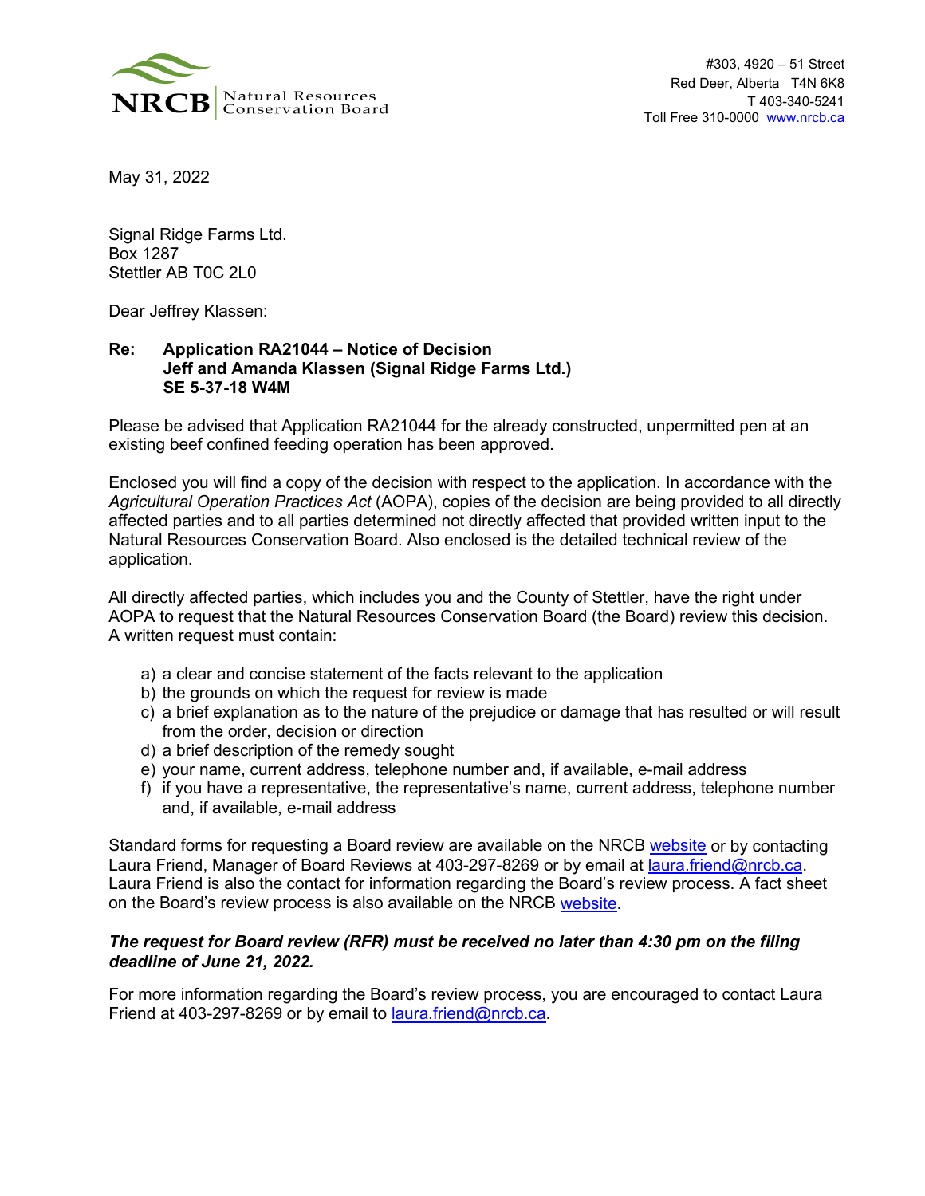NRCB Natural Resources Conservation Board

#303, 4920 – 51 Street
Red Deer, Alberta T4N 6K8
T 403-340-5241
Toll Free 310-0000 www.nrcb.ca

May 31, 2022

Signal Ridge Farms Ltd.
Box 1287
Stettler AB T0C 2L0

Dear Jeffrey Klassen:

**Re: Application RA21044 – Notice of Decision**
**Jeff and Amanda Klassen (Signal Ridge Farms Ltd.)**
**SE 5-37-18 W4M**

Please be advised that Application RA21044 for the already constructed, unpermitted pen at an existing beef confined feeding operation has been approved.

Enclosed you will find a copy of the decision with respect to the application. In accordance with the *Agricultural Operation Practices Act* (AOPA), copies of the decision are being provided to all directly affected parties and to all parties determined not directly affected that provided written input to the Natural Resources Conservation Board. Also enclosed is the detailed technical review of the application.

All directly affected parties, which includes you and the County of Stettler, have the right under AOPA to request that the Natural Resources Conservation Board (the Board) review this decision. A written request must contain:

a) a clear and concise statement of the facts relevant to the application
b) the grounds on which the request for review is made
c) a brief explanation as to the nature of the prejudice or damage that has resulted or will result from the order, decision or direction
d) a brief description of the remedy sought
e) your name, current address, telephone number and, if available, e-mail address
f) if you have a representative, the representative's name, current address, telephone number and, if available, e-mail address

Standard forms for requesting a Board review are available on the NRCB website or by contacting Laura Friend, Manager of Board Reviews at 403-297-8269 or by email at laura.friend@nrcb.ca. Laura Friend is also the contact for information regarding the Board's review process. A fact sheet on the Board's review process is also available on the NRCB website.

***The request for Board review (RFR) must be received no later than 4:30 pm on the filing deadline of June 21, 2022.***

For more information regarding the Board's review process, you are encouraged to contact Laura Friend at 403-297-8269 or by email to laura.friend@nrcb.ca.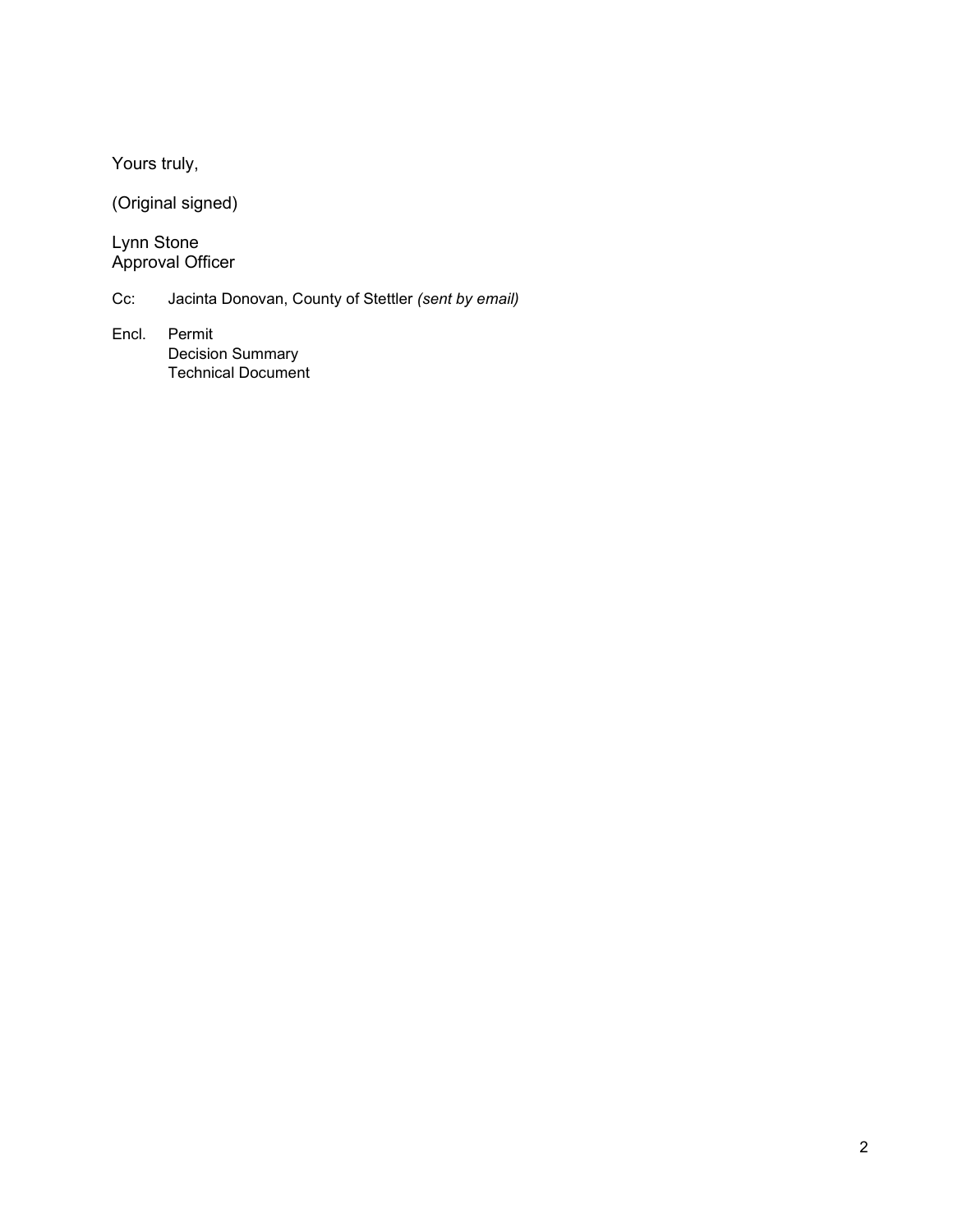Yours truly,

(Original signed)

Lynn Stone
Approval Officer

Cc: Jacinta Donovan, County of Stettler *(sent by email)*

Encl. Permit
Decision Summary
Technical Document